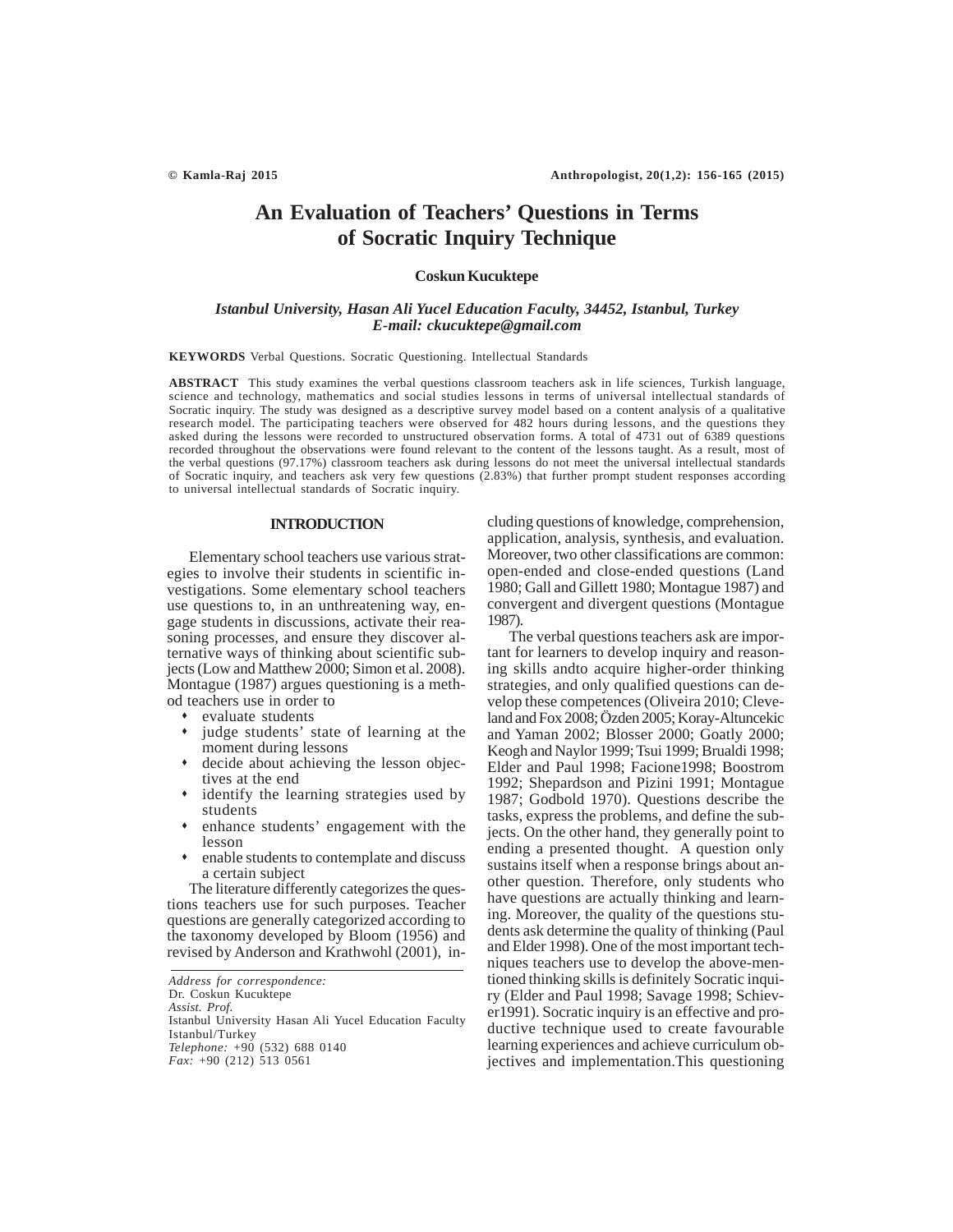# An Evaluation of Teachers' Questions in Terms of Socratic Inquiry Technique

**Coskun Kucuktepe**

*Istanbul University, Hasan Ali Yucel Education Faculty, 34452, Istanbul, Turkey*
*E-mail: ckucuktepe@gmail.com*

**KEYWORDS** Verbal Questions. Socratic Questioning. Intellectual Standards

**ABSTRACT** This study examines the verbal questions classroom teachers ask in life sciences, Turkish language, science and technology, mathematics and social studies lessons in terms of universal intellectual standards of Socratic inquiry. The study was designed as a descriptive survey model based on a content analysis of a qualitative research model. The participating teachers were observed for 482 hours during lessons, and the questions they asked during the lessons were recorded to unstructured observation forms. A total of 4731 out of 6389 questions recorded throughout the observations were found relevant to the content of the lessons taught. As a result, most of the verbal questions (97.17%) classroom teachers ask during lessons do not meet the universal intellectual standards of Socratic inquiry, and teachers ask very few questions (2.83%) that further prompt student responses according to universal intellectual standards of Socratic inquiry.

## INTRODUCTION

Elementary school teachers use various strategies to involve their students in scientific investigations. Some elementary school teachers use questions to, in an unthreatening way, engage students in discussions, activate their reasoning processes, and ensure they discover alternative ways of thinking about scientific subjects (Low and Matthew 2000; Simon et al. 2008). Montague (1987) argues questioning is a method teachers use in order to

- evaluate students
- judge students' state of learning at the moment during lessons
- decide about achieving the lesson objectives at the end
- identify the learning strategies used by students
- enhance students' engagement with the lesson
- enable students to contemplate and discuss a certain subject

The literature differently categorizes the questions teachers use for such purposes. Teacher questions are generally categorized according to the taxonomy developed by Bloom (1956) and revised by Anderson and Krathwohl (2001), including questions of knowledge, comprehension, application, analysis, synthesis, and evaluation. Moreover, two other classifications are common: open-ended and close-ended questions (Land 1980; Gall and Gillett 1980; Montague 1987) and convergent and divergent questions (Montague 1987).

The verbal questions teachers ask are important for learners to develop inquiry and reasoning skills andto acquire higher-order thinking strategies, and only qualified questions can develop these competences (Oliveira 2010; Cleveland and Fox 2008; Özden 2005; Koray-Altuncekic and Yaman 2002; Blosser 2000; Goatly 2000; Keogh and Naylor 1999; Tsui 1999; Brualdi 1998; Elder and Paul 1998; Facione1998; Boostrom 1992; Shepardson and Pizini 1991; Montague 1987; Godbold 1970). Questions describe the tasks, express the problems, and define the subjects. On the other hand, they generally point to ending a presented thought. A question only sustains itself when a response brings about another question. Therefore, only students who have questions are actually thinking and learning. Moreover, the quality of the questions students ask determine the quality of thinking (Paul and Elder 1998). One of the most important techniques teachers use to develop the above-mentioned thinking skills is definitely Socratic inquiry (Elder and Paul 1998; Savage 1998; Schiever1991). Socratic inquiry is an effective and productive technique used to create favourable learning experiences and achieve curriculum objectives and implementation.This questioning

*Address for correspondence:*
Dr. Coskun Kucuktepe
*Assist. Prof.*
Istanbul University Hasan Ali Yucel Education Faculty
Istanbul/Turkey
*Telephone:* +90 (532) 688 0140
*Fax:* +90 (212) 513 0561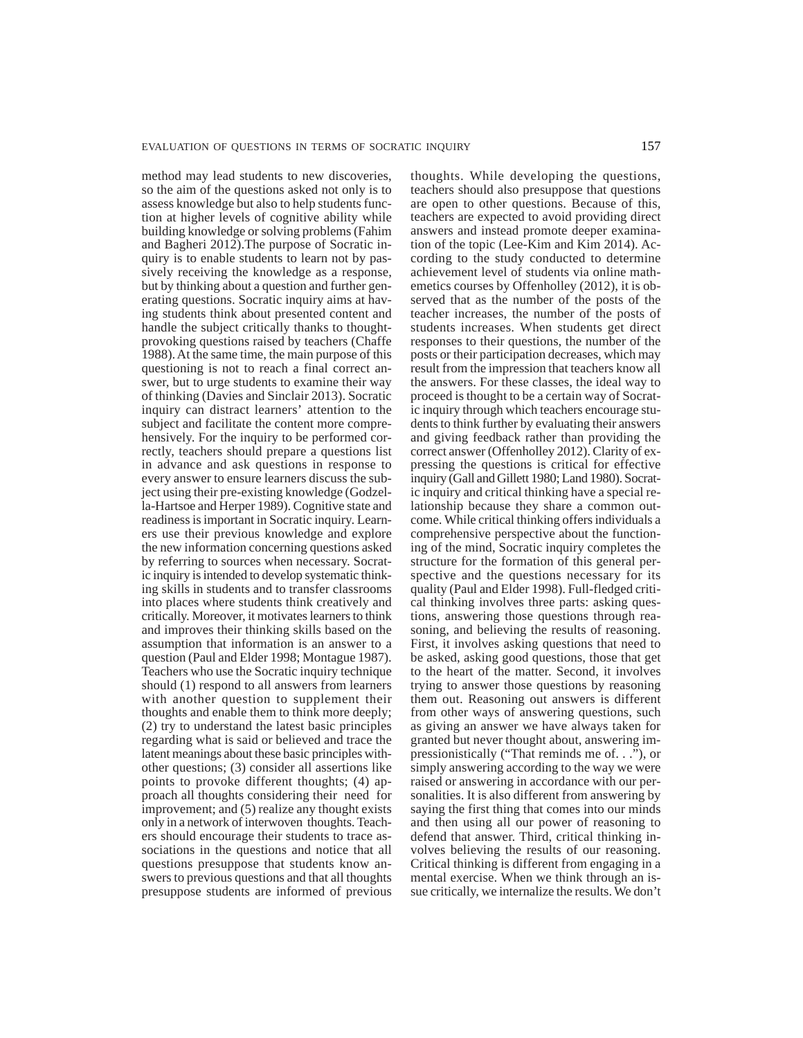method may lead students to new discoveries, so the aim of the questions asked not only is to assess knowledge but also to help students function at higher levels of cognitive ability while building knowledge or solving problems (Fahim and Bagheri 2012).The purpose of Socratic inquiry is to enable students to learn not by passively receiving the knowledge as a response, but by thinking about a question and further generating questions. Socratic inquiry aims at having students think about presented content and handle the subject critically thanks to thought-provoking questions raised by teachers (Chaffe 1988). At the same time, the main purpose of this questioning is not to reach a final correct answer, but to urge students to examine their way of thinking (Davies and Sinclair 2013). Socratic inquiry can distract learners' attention to the subject and facilitate the content more comprehensively. For the inquiry to be performed correctly, teachers should prepare a questions list in advance and ask questions in response to every answer to ensure learners discuss the subject using their pre-existing knowledge (Godzella-Hartsoe and Herper 1989). Cognitive state and readiness is important in Socratic inquiry. Learners use their previous knowledge and explore the new information concerning questions asked by referring to sources when necessary. Socratic inquiry is intended to develop systematic thinking skills in students and to transfer classrooms into places where students think creatively and critically. Moreover, it motivates learners to think and improves their thinking skills based on the assumption that information is an answer to a question (Paul and Elder 1998; Montague 1987). Teachers who use the Socratic inquiry technique should (1) respond to all answers from learners with another question to supplement their thoughts and enable them to think more deeply; (2) try to understand the latest basic principles regarding what is said or believed and trace the latent meanings about these basic principles withother questions; (3) consider all assertions like points to provoke different thoughts; (4) approach all thoughts considering their need for improvement; and (5) realize any thought exists only in a network of interwoven thoughts. Teachers should encourage their students to trace associations in the questions and notice that all questions presuppose that students know answers to previous questions and that all thoughts presuppose students are informed of previous thoughts. While developing the questions, teachers should also presuppose that questions are open to other questions. Because of this, teachers are expected to avoid providing direct answers and instead promote deeper examination of the topic (Lee-Kim and Kim 2014). According to the study conducted to determine achievement level of students via online mathemetics courses by Offenholley (2012), it is observed that as the number of the posts of the teacher increases, the number of the posts of students increases. When students get direct responses to their questions, the number of the posts or their participation decreases, which may result from the impression that teachers know all the answers. For these classes, the ideal way to proceed is thought to be a certain way of Socratic inquiry through which teachers encourage students to think further by evaluating their answers and giving feedback rather than providing the correct answer (Offenholley 2012). Clarity of expressing the questions is critical for effective inquiry (Gall and Gillett 1980; Land 1980). Socratic inquiry and critical thinking have a special relationship because they share a common outcome. While critical thinking offers individuals a comprehensive perspective about the functioning of the mind, Socratic inquiry completes the structure for the formation of this general perspective and the questions necessary for its quality (Paul and Elder 1998). Full-fledged critical thinking involves three parts: asking questions, answering those questions through reasoning, and believing the results of reasoning. First, it involves asking questions that need to be asked, asking good questions, those that get to the heart of the matter. Second, it involves trying to answer those questions by reasoning them out. Reasoning out answers is different from other ways of answering questions, such as giving an answer we have always taken for granted but never thought about, answering impressionistically ("That reminds me of. . ."), or simply answering according to the way we were raised or answering in accordance with our personalities. It is also different from answering by saying the first thing that comes into our minds and then using all our power of reasoning to defend that answer. Third, critical thinking involves believing the results of our reasoning. Critical thinking is different from engaging in a mental exercise. When we think through an issue critically, we internalize the results. We don't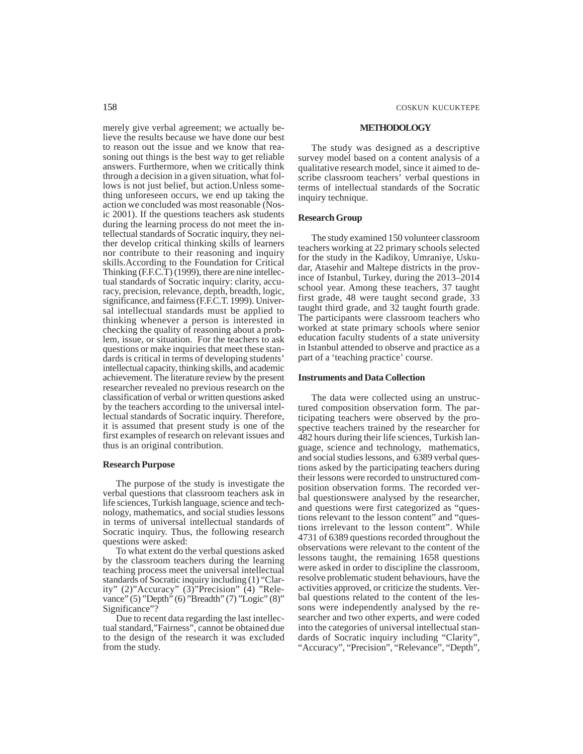merely give verbal agreement; we actually believe the results because we have done our best to reason out the issue and we know that reasoning out things is the best way to get reliable answers. Furthermore, when we critically think through a decision in a given situation, what follows is not just belief, but action.Unless something unforeseen occurs, we end up taking the action we concluded was most reasonable (Nosic 2001). If the questions teachers ask students during the learning process do not meet the intellectual standards of Socratic inquiry, they neither develop critical thinking skills of learners nor contribute to their reasoning and inquiry skills.According to the Foundation for Critical Thinking (F.F.C.T) (1999), there are nine intellectual standards of Socratic inquiry: clarity, accuracy, precision, relevance, depth, breadth, logic, significance, and fairness (F.F.C.T. 1999). Universal intellectual standards must be applied to thinking whenever a person is interested in checking the quality of reasoning about a problem, issue, or situation. For the teachers to ask questions or make inquiries that meet these standards is critical in terms of developing students' intellectual capacity, thinking skills, and academic achievement. The literature review by the present researcher revealed no previous research on the classification of verbal or written questions asked by the teachers according to the universal intellectual standards of Socratic inquiry. Therefore, it is assumed that present study is one of the first examples of research on relevant issues and thus is an original contribution.

### Research Purpose

The purpose of the study is investigate the verbal questions that classroom teachers ask in life sciences, Turkish language, science and technology, mathematics, and social studies lessons in terms of universal intellectual standards of Socratic inquiry. Thus, the following research questions were asked:

To what extent do the verbal questions asked by the classroom teachers during the learning teaching process meet the universal intellectual standards of Socratic inquiry including (1) "Clarity" (2)"Accuracy" (3)"Precision" (4) "Relevance" (5) "Depth" (6) "Breadth" (7) "Logic" (8)" Significance"?

Due to recent data regarding the last intellectual standard,"Fairness", cannot be obtained due to the design of the research it was excluded from the study.

## METHODOLOGY

The study was designed as a descriptive survey model based on a content analysis of a qualitative research model, since it aimed to describe classroom teachers' verbal questions in terms of intellectual standards of the Socratic inquiry technique.

### Research Group

The study examined 150 volunteer classroom teachers working at 22 primary schools selected for the study in the Kadikoy, Umraniye, Uskudar, Atasehir and Maltepe districts in the province of Istanbul, Turkey, during the 2013–2014 school year. Among these teachers, 37 taught first grade, 48 were taught second grade, 33 taught third grade, and 32 taught fourth grade. The participants were classroom teachers who worked at state primary schools where senior education faculty students of a state university in Istanbul attended to observe and practice as a part of a 'teaching practice' course.

### Instruments and Data Collection

The data were collected using an unstructured composition observation form. The participating teachers were observed by the prospective teachers trained by the researcher for 482 hours during their life sciences, Turkish language, science and technology, mathematics, and social studies lessons, and 6389 verbal questions asked by the participating teachers during their lessons were recorded to unstructured composition observation forms. The recorded verbal questionswere analysed by the researcher, and questions were first categorized as "questions relevant to the lesson content" and "questions irrelevant to the lesson content". While 4731 of 6389 questions recorded throughout the observations were relevant to the content of the lessons taught, the remaining 1658 questions were asked in order to discipline the classroom, resolve problematic student behaviours, have the activities approved, or criticize the students. Verbal questions related to the content of the lessons were independently analysed by the researcher and two other experts, and were coded into the categories of universal intellectual standards of Socratic inquiry including "Clarity", "Accuracy", "Precision", "Relevance", "Depth",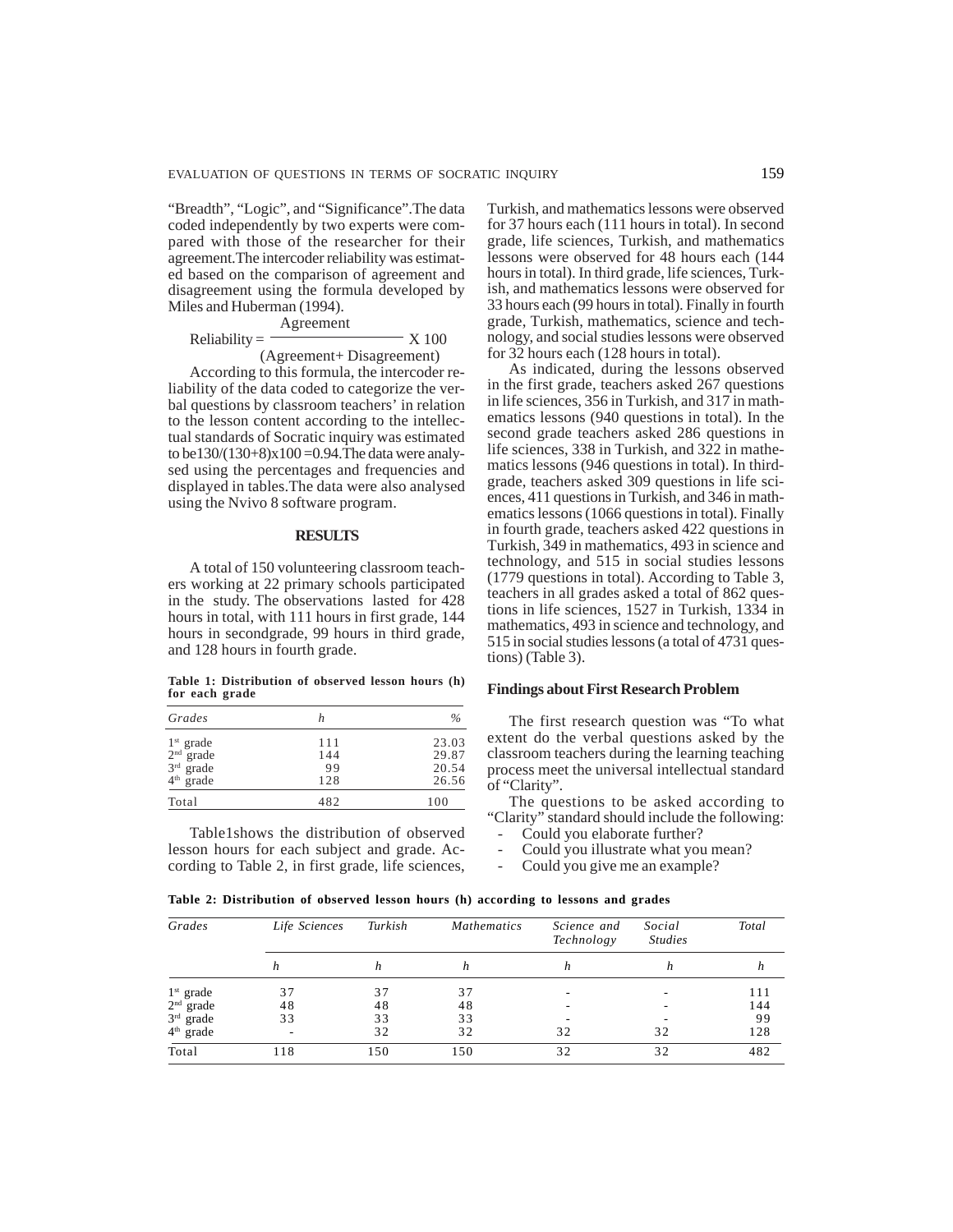"Breadth", "Logic", and "Significance".The data coded independently by two experts were compared with those of the researcher for their agreement.The intercoder reliability was estimated based on the comparison of agreement and disagreement using the formula developed by Miles and Huberman (1994).

$$\text{Reliability} = \frac{\text{Agreement}}{(\text{Agreement+ Disagreement})} \text{ X } 100$$

According to this formula, the intercoder reliability of the data coded to categorize the verbal questions by classroom teachers' in relation to the lesson content according to the intellectual standards of Socratic inquiry was estimated to be130/(130+8)x100 =0.94.The data were analysed using the percentages and frequencies and displayed in tables.The data were also analysed using the Nvivo 8 software program.

## RESULTS

A total of 150 volunteering classroom teachers working at 22 primary schools participated in the study. The observations lasted for 428 hours in total, with 111 hours in first grade, 144 hours in secondgrade, 99 hours in third grade, and 128 hours in fourth grade.

**Table 1: Distribution of observed lesson hours (h) for each grade**

| *Grades* | *h* | *%* |
|---|---|---|
| 1st grade | 111 | 23.03 |
| 2nd grade | 144 | 29.87 |
| 3rd grade | 99 | 20.54 |
| 4th grade | 128 | 26.56 |
| Total | 482 | 100 |

Table1shows the distribution of observed lesson hours for each subject and grade. According to Table 2, in first grade, life sciences, Turkish, and mathematics lessons were observed for 37 hours each (111 hours in total). In second grade, life sciences, Turkish, and mathematics lessons were observed for 48 hours each (144 hours in total). In third grade, life sciences, Turkish, and mathematics lessons were observed for 33 hours each (99 hours in total). Finally in fourth grade, Turkish, mathematics, science and technology, and social studies lessons were observed for 32 hours each (128 hours in total).

As indicated, during the lessons observed in the first grade, teachers asked 267 questions in life sciences, 356 in Turkish, and 317 in mathematics lessons (940 questions in total). In the second grade teachers asked 286 questions in life sciences, 338 in Turkish, and 322 in mathematics lessons (946 questions in total). In third-grade, teachers asked 309 questions in life sciences, 411 questions in Turkish, and 346 in mathematics lessons (1066 questions in total). Finally in fourth grade, teachers asked 422 questions in Turkish, 349 in mathematics, 493 in science and technology, and 515 in social studies lessons (1779 questions in total). According to Table 3, teachers in all grades asked a total of 862 questions in life sciences, 1527 in Turkish, 1334 in mathematics, 493 in science and technology, and 515 in social studies lessons (a total of 4731 questions) (Table 3).

### Findings about First Research Problem

The first research question was "To what extent do the verbal questions asked by the classroom teachers during the learning teaching process meet the universal intellectual standard of "Clarity".

The questions to be asked according to "Clarity" standard should include the following:

- Could you elaborate further?
- Could you illustrate what you mean?
- Could you give me an example?

**Table 2: Distribution of observed lesson hours (h) according to lessons and grades**

| *Grades* | *Life Sciences* | *Turkish* | *Mathematics* | *Science and Technology* | *Social Studies* | *Total* |
|---|---|---|---|---|---|---|
| | *h* | *h* | *h* | *h* | *h* | *h* |
| 1st grade | 37 | 37 | 37 | - | - | 111 |
| 2nd grade | 48 | 48 | 48 | - | - | 144 |
| 3rd grade | 33 | 33 | 33 | - | - | 99 |
| 4th grade | - | 32 | 32 | 32 | 32 | 128 |
| Total | 118 | 150 | 150 | 32 | 32 | 482 |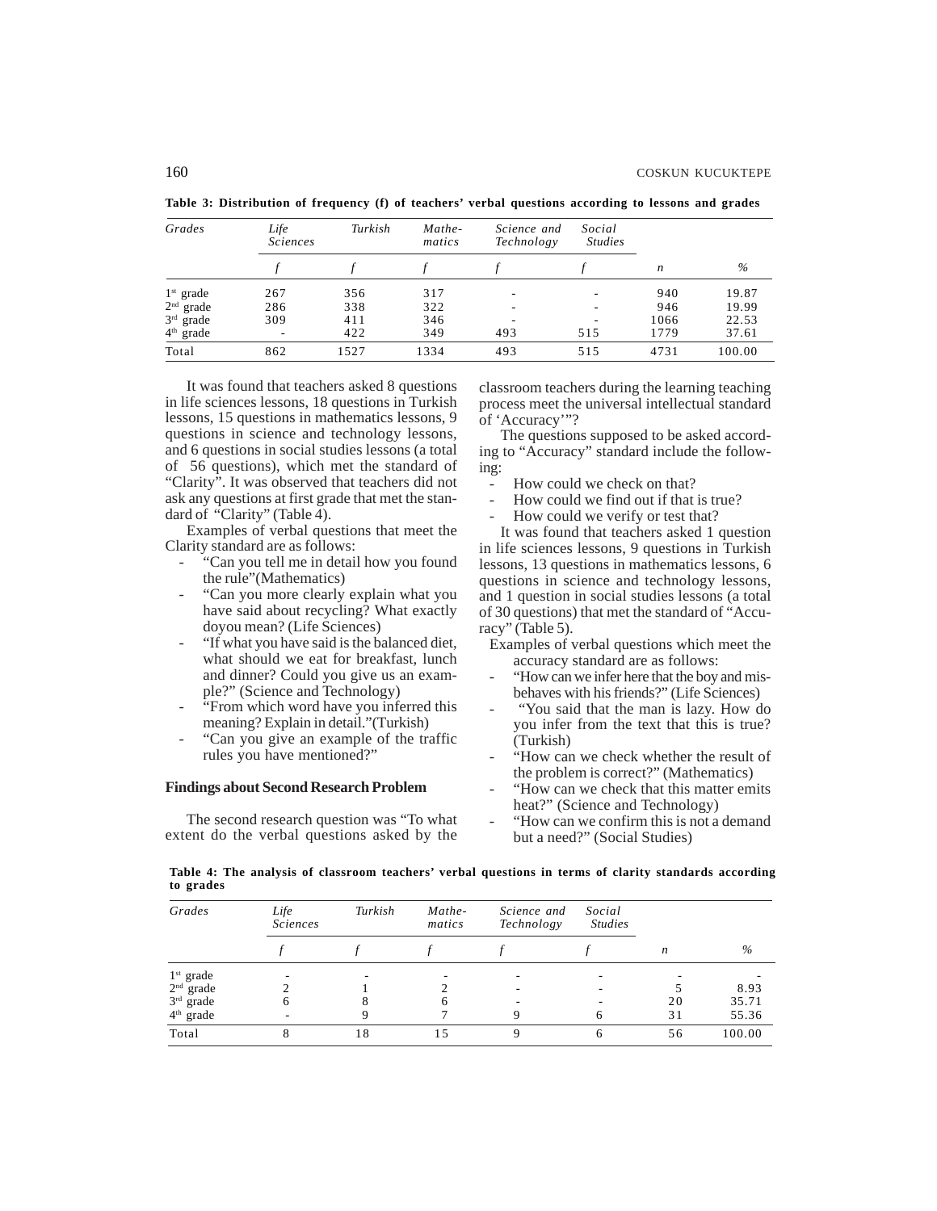**Table 3: Distribution of frequency (f) of teachers' verbal questions according to lessons and grades**

| *Grades* | *Life Sciences* | *Turkish* | *Mathe-matics* | *Science and Technology* | *Social Studies* | | |
|---|---|---|---|---|---|---|---|
| | *f* | *f* | *f* | *f* | *f* | *n* | *%* |
| 1st grade | 267 | 356 | 317 | - | - | 940 | 19.87 |
| 2nd grade | 286 | 338 | 322 | - | - | 946 | 19.99 |
| 3rd grade | 309 | 411 | 346 | - | - | 1066 | 22.53 |
| 4th grade | - | 422 | 349 | 493 | 515 | 1779 | 37.61 |
| Total | 862 | 1527 | 1334 | 493 | 515 | 4731 | 100.00 |

It was found that teachers asked 8 questions in life sciences lessons, 18 questions in Turkish lessons, 15 questions in mathematics lessons, 9 questions in science and technology lessons, and 6 questions in social studies lessons (a total of 56 questions), which met the standard of "Clarity". It was observed that teachers did not ask any questions at first grade that met the standard of "Clarity" (Table 4).

Examples of verbal questions that meet the Clarity standard are as follows:

- "Can you tell me in detail how you found the rule"(Mathematics)
- "Can you more clearly explain what you have said about recycling? What exactly doyou mean? (Life Sciences)
- "If what you have said is the balanced diet, what should we eat for breakfast, lunch and dinner? Could you give us an example?" (Science and Technology)
- "From which word have you inferred this meaning? Explain in detail."(Turkish)
- "Can you give an example of the traffic rules you have mentioned?"

**Findings about Second Research Problem**

The second research question was "To what extent do the verbal questions asked by the classroom teachers during the learning teaching process meet the universal intellectual standard of 'Accuracy'"?

The questions supposed to be asked according to "Accuracy" standard include the following:

- How could we check on that?
- How could we find out if that is true?
- How could we verify or test that?

It was found that teachers asked 1 question in life sciences lessons, 9 questions in Turkish lessons, 13 questions in mathematics lessons, 6 questions in science and technology lessons, and 1 question in social studies lessons (a total of 30 questions) that met the standard of "Accuracy" (Table 5).

Examples of verbal questions which meet the accuracy standard are as follows:

- "How can we infer here that the boy and misbehaves with his friends?" (Life Sciences)
- "You said that the man is lazy. How do you infer from the text that this is true? (Turkish)
- "How can we check whether the result of the problem is correct?" (Mathematics)
- "How can we check that this matter emits heat?" (Science and Technology)
- "How can we confirm this is not a demand but a need?" (Social Studies)

**Table 4: The analysis of classroom teachers' verbal questions in terms of clarity standards according to grades**

| *Grades* | *Life Sciences* | *Turkish* | *Mathe-matics* | *Science and Technology* | *Social Studies* | | |
|---|---|---|---|---|---|---|---|
| | *f* | *f* | *f* | *f* | *f* | *n* | *%* |
| 1st grade | - | - | - | - | - | - | - |
| 2nd grade | 2 | 1 | 2 | - | - | 5 | 8.93 |
| 3rd grade | 6 | 8 | 6 | - | - | 20 | 35.71 |
| 4th grade | - | 9 | 7 | 9 | 6 | 31 | 55.36 |
| Total | 8 | 18 | 15 | 9 | 6 | 56 | 100.00 |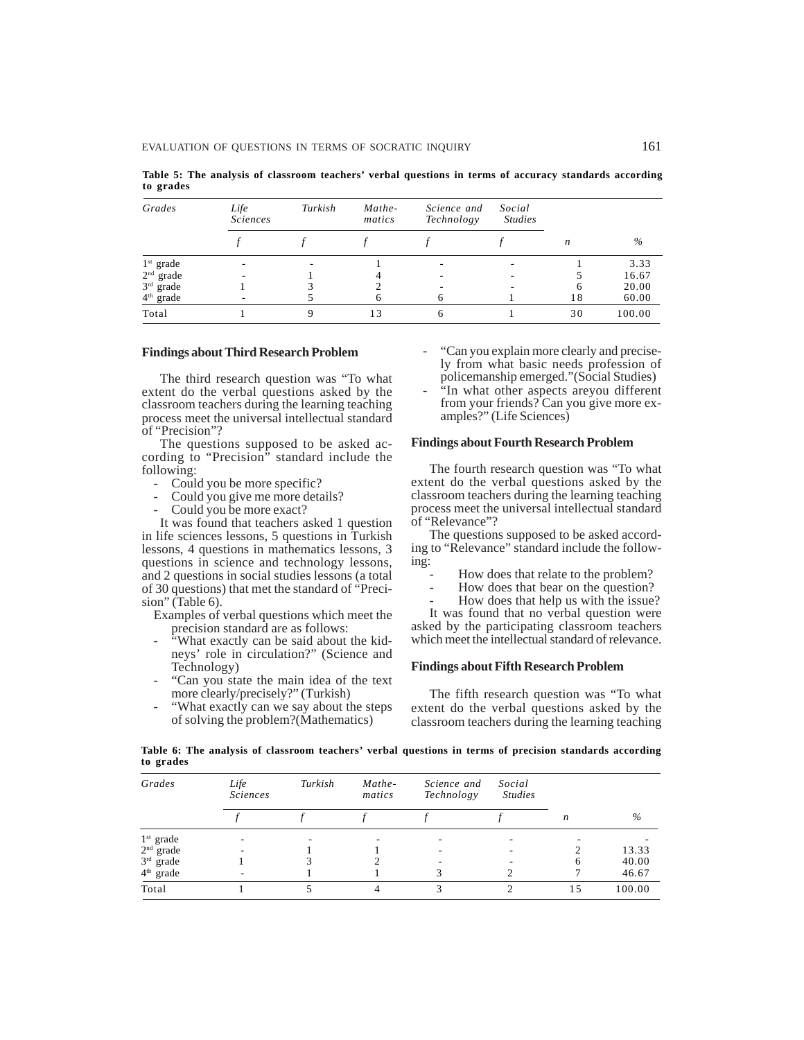**Table 5: The analysis of classroom teachers' verbal questions in terms of accuracy standards according to grades**

| Grades | Life Sciences | Turkish | Mathe-matics | Science and Technology | Social Studies | | |
|---|---|---|---|---|---|---|---|
| | *f* | *f* | *f* | *f* | *f* | *n* | % |
| 1st grade | - | - | 1 | - | - | 1 | 3.33 |
| 2nd grade | - | 1 | 4 | - | - | 5 | 16.67 |
| 3rd grade | 1 | 3 | 2 | - | - | 6 | 20.00 |
| 4th grade | - | 5 | 6 | 6 | 1 | 18 | 60.00 |
| Total | 1 | 9 | 13 | 6 | 1 | 30 | 100.00 |

### Findings about Third Research Problem

The third research question was "To what extent do the verbal questions asked by the classroom teachers during the learning teaching process meet the universal intellectual standard of "Precision"?

The questions supposed to be asked according to "Precision" standard include the following:

- Could you be more specific?
- Could you give me more details?
- Could you be more exact?

It was found that teachers asked 1 question in life sciences lessons, 5 questions in Turkish lessons, 4 questions in mathematics lessons, 3 questions in science and technology lessons, and 2 questions in social studies lessons (a total of 30 questions) that met the standard of "Precision" (Table 6).

Examples of verbal questions which meet the precision standard are as follows:

- "What exactly can be said about the kidneys' role in circulation?" (Science and Technology)
- "Can you state the main idea of the text more clearly/precisely?" (Turkish)
- "What exactly can we say about the steps of solving the problem?(Mathematics)
- "Can you explain more clearly and precisely from what basic needs profession of policemanship emerged."(Social Studies)
- "In what other aspects areyou different from your friends? Can you give more examples?" (Life Sciences)

### Findings about Fourth Research Problem

The fourth research question was "To what extent do the verbal questions asked by the classroom teachers during the learning teaching process meet the universal intellectual standard of "Relevance"?

The questions supposed to be asked according to "Relevance" standard include the following:

- How does that relate to the problem?
- How does that bear on the question?
- How does that help us with the issue?

It was found that no verbal question were asked by the participating classroom teachers which meet the intellectual standard of relevance.

### Findings about Fifth Research Problem

The fifth research question was "To what extent do the verbal questions asked by the classroom teachers during the learning teaching

**Table 6: The analysis of classroom teachers' verbal questions in terms of precision standards according to grades**

| Grades | Life Sciences | Turkish | Mathe-matics | Science and Technology | Social Studies | | |
|---|---|---|---|---|---|---|---|
| | *f* | *f* | *f* | *f* | *f* | *n* | % |
| 1st grade | - | - | - | - | - | - | - |
| 2nd grade | - | 1 | 1 | - | - | 2 | 13.33 |
| 3rd grade | 1 | 3 | 2 | - | - | 6 | 40.00 |
| 4th grade | - | 1 | 1 | 3 | 2 | 7 | 46.67 |
| Total | 1 | 5 | 4 | 3 | 2 | 15 | 100.00 |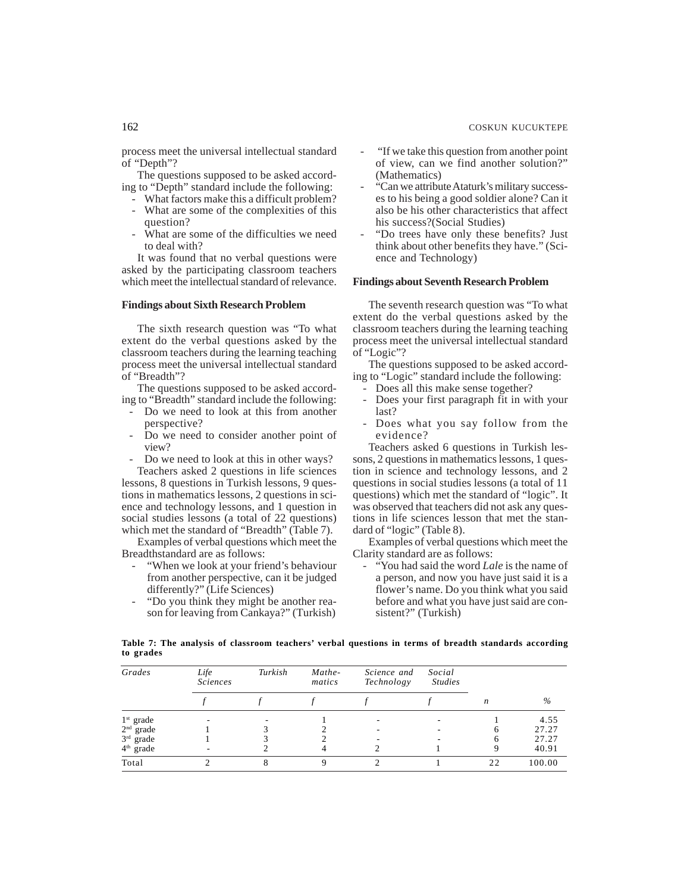process meet the universal intellectual standard of "Depth"?

The questions supposed to be asked according to "Depth" standard include the following:

- What factors make this a difficult problem?
- What are some of the complexities of this question?
- What are some of the difficulties we need to deal with?

It was found that no verbal questions were asked by the participating classroom teachers which meet the intellectual standard of relevance.

### Findings about Sixth Research Problem

The sixth research question was "To what extent do the verbal questions asked by the classroom teachers during the learning teaching process meet the universal intellectual standard of "Breadth"?

The questions supposed to be asked according to "Breadth" standard include the following:

- Do we need to look at this from another perspective?
- Do we need to consider another point of view?
- Do we need to look at this in other ways?

Teachers asked 2 questions in life sciences lessons, 8 questions in Turkish lessons, 9 questions in mathematics lessons, 2 questions in science and technology lessons, and 1 question in social studies lessons (a total of 22 questions) which met the standard of "Breadth" (Table 7).

Examples of verbal questions which meet the Breadthstandard are as follows:

- "When we look at your friend's behaviour from another perspective, can it be judged differently?" (Life Sciences)
- "Do you think they might be another reason for leaving from Cankaya?" (Turkish)
- "If we take this question from another point of view, can we find another solution?" (Mathematics)
- "Can we attribute Ataturk's military successes to his being a good soldier alone? Can it also be his other characteristics that affect his success?(Social Studies)
- "Do trees have only these benefits? Just think about other benefits they have." (Science and Technology)

### Findings about Seventh Research Problem

The seventh research question was "To what extent do the verbal questions asked by the classroom teachers during the learning teaching process meet the universal intellectual standard of "Logic"?

The questions supposed to be asked according to "Logic" standard include the following:

- Does all this make sense together?
- Does your first paragraph fit in with your last?
- Does what you say follow from the evidence?

Teachers asked 6 questions in Turkish lessons, 2 questions in mathematics lessons, 1 question in science and technology lessons, and 2 questions in social studies lessons (a total of 11 questions) which met the standard of "logic". It was observed that teachers did not ask any questions in life sciences lesson that met the standard of "logic" (Table 8).

Examples of verbal questions which meet the Clarity standard are as follows:

- "You had said the word *Lale* is the name of a person, and now you have just said it is a flower's name. Do you think what you said before and what you have just said are consistent?" (Turkish)

**Table 7: The analysis of classroom teachers' verbal questions in terms of breadth standards according to grades**

| *Grades* | *Life Sciences* | *Turkish* | *Mathematics* | *Science and Technology* | *Social Studies* | | |
|---|---|---|---|---|---|---|---|
| | *f* | *f* | *f* | *f* | *f* | *n* | *%* |
| 1st grade | - | - | 1 | - | - | 1 | 4.55 |
| 2nd grade | 1 | 3 | 2 | - | - | 6 | 27.27 |
| 3rd grade | 1 | 3 | 2 | - | - | 6 | 27.27 |
| 4th grade | - | 2 | 4 | 2 | 1 | 9 | 40.91 |
| Total | 2 | 8 | 9 | 2 | 1 | 22 | 100.00 |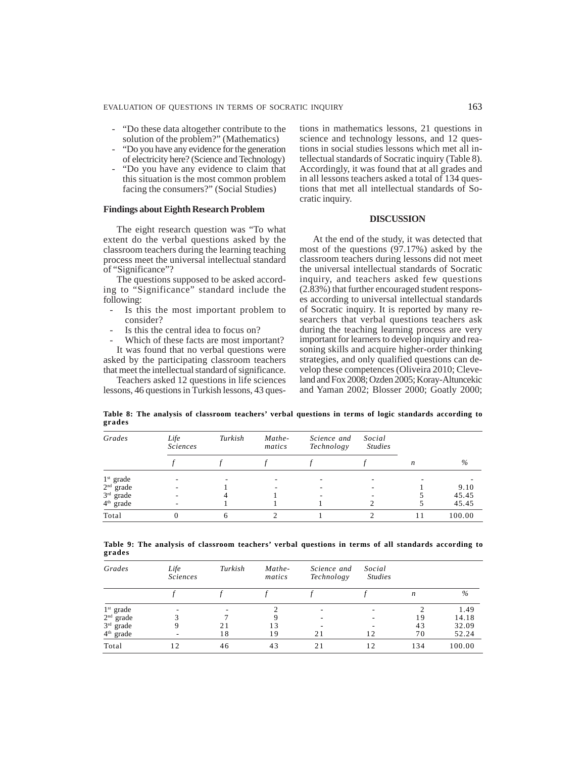- "Do these data altogether contribute to the solution of the problem?" (Mathematics)
- "Do you have any evidence for the generation of electricity here? (Science and Technology)
- "Do you have any evidence to claim that this situation is the most common problem facing the consumers?" (Social Studies)

### Findings about Eighth Research Problem

The eight research question was "To what extent do the verbal questions asked by the classroom teachers during the learning teaching process meet the universal intellectual standard of "Significance"?

The questions supposed to be asked according to "Significance" standard include the following:

- Is this the most important problem to consider?
- Is this the central idea to focus on?
- Which of these facts are most important?

It was found that no verbal questions were asked by the participating classroom teachers that meet the intellectual standard of significance.

Teachers asked 12 questions in life sciences lessons, 46 questions in Turkish lessons, 43 questions in mathematics lessons, 21 questions in science and technology lessons, and 12 questions in social studies lessons which met all intellectual standards of Socratic inquiry (Table 8). Accordingly, it was found that at all grades and in all lessons teachers asked a total of 134 questions that met all intellectual standards of Socratic inquiry.

## DISCUSSION

At the end of the study, it was detected that most of the questions (97.17%) asked by the classroom teachers during lessons did not meet the universal intellectual standards of Socratic inquiry, and teachers asked few questions (2.83%) that further encouraged student responses according to universal intellectual standards of Socratic inquiry. It is reported by many researchers that verbal questions teachers ask during the teaching learning process are very important for learners to develop inquiry and reasoning skills and acquire higher-order thinking strategies, and only qualified questions can develop these competences (Oliveira 2010; Cleveland and Fox 2008; Ozden 2005; Koray-Altuncekic and Yaman 2002; Blosser 2000; Goatly 2000;

**Table 8: The analysis of classroom teachers' verbal questions in terms of logic standards according to grades**

| *Grades* | *Life Sciences* | *Turkish* | *Mathe-matics* | *Science and Technology* | *Social Studies* | | |
|---|---|---|---|---|---|---|---|
| | *f* | *f* | *f* | *f* | *f* | *n* | *%* |
| 1st grade | - | - | - | - | - | - | - |
| 2nd grade | - | 1 | - | - | - | 1 | 9.10 |
| 3rd grade | - | 4 | 1 | - | - | 5 | 45.45 |
| 4th grade | - | 1 | 1 | 1 | 2 | 5 | 45.45 |
| Total | 0 | 6 | 2 | 1 | 2 | 11 | 100.00 |

**Table 9: The analysis of classroom teachers' verbal questions in terms of all standards according to grades**

| *Grades* | *Life Sciences* | *Turkish* | *Mathe-matics* | *Science and Technology* | *Social Studies* | | |
|---|---|---|---|---|---|---|---|
| | *f* | *f* | *f* | *f* | *f* | *n* | *%* |
| 1st grade | - | - | 2 | - | - | 2 | 1.49 |
| 2nd grade | 3 | 7 | 9 | - | - | 19 | 14.18 |
| 3rd grade | 9 | 21 | 13 | - | - | 43 | 32.09 |
| 4th grade | - | 18 | 19 | 21 | 12 | 70 | 52.24 |
| Total | 12 | 46 | 43 | 21 | 12 | 134 | 100.00 |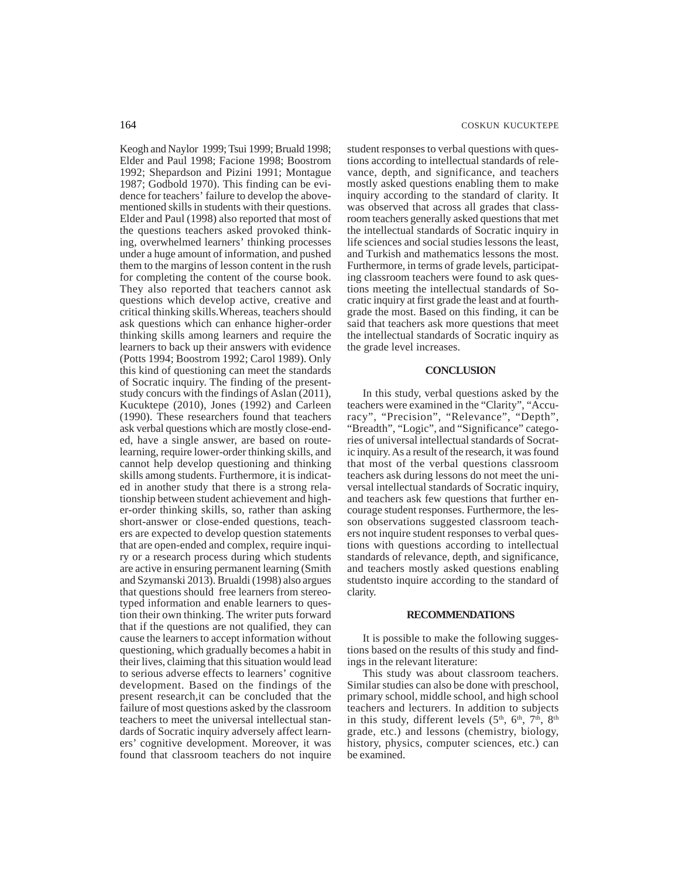Keogh and Naylor 1999; Tsui 1999; Bruald 1998; Elder and Paul 1998; Facione 1998; Boostrom 1992; Shepardson and Pizini 1991; Montague 1987; Godbold 1970). This finding can be evidence for teachers' failure to develop the above-mentioned skills in students with their questions. Elder and Paul (1998) also reported that most of the questions teachers asked provoked thinking, overwhelmed learners' thinking processes under a huge amount of information, and pushed them to the margins of lesson content in the rush for completing the content of the course book. They also reported that teachers cannot ask questions which develop active, creative and critical thinking skills.Whereas, teachers should ask questions which can enhance higher-order thinking skills among learners and require the learners to back up their answers with evidence (Potts 1994; Boostrom 1992; Carol 1989). Only this kind of questioning can meet the standards of Socratic inquiry. The finding of the present-study concurs with the findings of Aslan (2011), Kucuktepe (2010), Jones (1992) and Carleen (1990). These researchers found that teachers ask verbal questions which are mostly close-ended, have a single answer, are based on route-learning, require lower-order thinking skills, and cannot help develop questioning and thinking skills among students. Furthermore, it is indicated in another study that there is a strong relationship between student achievement and higher-order thinking skills, so, rather than asking short-answer or close-ended questions, teachers are expected to develop question statements that are open-ended and complex, require inquiry or a research process during which students are active in ensuring permanent learning (Smith and Szymanski 2013). Brualdi (1998) also argues that questions should free learners from stereotyped information and enable learners to question their own thinking. The writer puts forward that if the questions are not qualified, they can cause the learners to accept information without questioning, which gradually becomes a habit in their lives, claiming that this situation would lead to serious adverse effects to learners' cognitive development. Based on the findings of the present research,it can be concluded that the failure of most questions asked by the classroom teachers to meet the universal intellectual standards of Socratic inquiry adversely affect learners' cognitive development. Moreover, it was found that classroom teachers do not inquire student responses to verbal questions with questions according to intellectual standards of relevance, depth, and significance, and teachers mostly asked questions enabling them to make inquiry according to the standard of clarity. It was observed that across all grades that classroom teachers generally asked questions that met the intellectual standards of Socratic inquiry in life sciences and social studies lessons the least, and Turkish and mathematics lessons the most. Furthermore, in terms of grade levels, participating classroom teachers were found to ask questions meeting the intellectual standards of Socratic inquiry at first grade the least and at fourth-grade the most. Based on this finding, it can be said that teachers ask more questions that meet the intellectual standards of Socratic inquiry as the grade level increases.

## CONCLUSION

In this study, verbal questions asked by the teachers were examined in the "Clarity", "Accuracy", "Precision", "Relevance", "Depth", "Breadth", "Logic", and "Significance" categories of universal intellectual standards of Socratic inquiry. As a result of the research, it was found that most of the verbal questions classroom teachers ask during lessons do not meet the universal intellectual standards of Socratic inquiry, and teachers ask few questions that further encourage student responses. Furthermore, the lesson observations suggested classroom teachers not inquire student responses to verbal questions with questions according to intellectual standards of relevance, depth, and significance, and teachers mostly asked questions enabling studentsto inquire according to the standard of clarity.

## RECOMMENDATIONS

It is possible to make the following suggestions based on the results of this study and findings in the relevant literature:

This study was about classroom teachers. Similar studies can also be done with preschool, primary school, middle school, and high school teachers and lecturers. In addition to subjects in this study, different levels ($5^{th}$, $6^{th}$, $7^{th}$, $8^{th}$ grade, etc.) and lessons (chemistry, biology, history, physics, computer sciences, etc.) can be examined.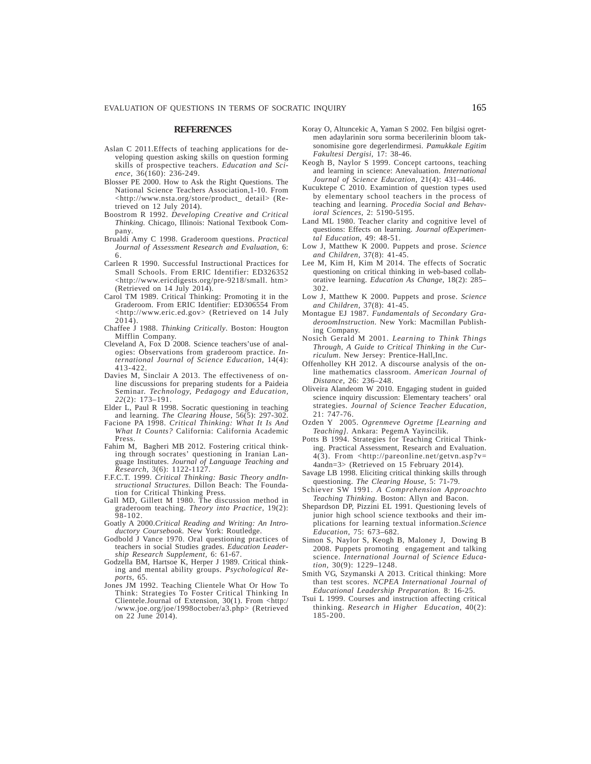## REFERENCES

Aslan C 2011.Effects of teaching applications for developing question asking skills on question forming skills of prospective teachers. *Education and Science*, 36(160): 236-249.

Blosser PE 2000. How to Ask the Right Questions. The National Science Teachers Association,1-10. From <http://www.nsta.org/store/product_ detail> (Retrieved on 12 July 2014).

Boostrom R 1992. *Developing Creative and Critical Thinking.* Chicago, Illinois: National Textbook Company.

Brualdi Amy C 1998. Graderoom questions. *Practical Journal of Assessment Research and Evaluation*, 6: 6.

Carleen R 1990. Successful Instructional Practices for Small Schools. From ERIC Identifier: ED326352 <http://www.ericdigests.org/pre-9218/small. htm> (Retrieved on 14 July 2014).

Carol TM 1989. Critical Thinking: Promoting it in the Graderoom. From ERIC Identifier: ED306554 From <http://www.eric.ed.gov> (Retrieved on 14 July 2014).

Chaffee J 1988. *Thinking Critically*. Boston: Hougton Mifflin Company.

Cleveland A, Fox D 2008. Science teachers'use of analogies: Observations from graderoom practice. *International Journal of Science Education*, 14(4): 413-422.

Davies M, Sinclair A 2013. The effectiveness of online discussions for preparing students for a Paideia Seminar. *Technology, Pedagogy and Education, 22*(2): 173–191.

Elder L, Paul R 1998. Socratic questioning in teaching and learning. *The Clearing House*, 56(5): 297-302.

Facione PA 1998. *Critical Thinking: What It Is And What It Counts?* California: California Academic Press.

Fahim M, Bagheri MB 2012. Fostering critical thinking through socrates' questioning in Iranian Language Institutes. *Journal of Language Teaching and Research*, 3(6): 1122-1127.

F.F.C.T. 1999. *Critical Thinking: Basic Theory andInstructional Structures.* Dillon Beach: The Foundation for Critical Thinking Press.

Gall MD, Gillett M 1980. The discussion method in graderoom teaching. *Theory into Practice*, 19(2): 98-102.

Goatly A 2000.*Critical Reading and Writing: An Introductory Coursebook.* New York: Routledge.

Godbold J Vance 1970. Oral questioning practices of teachers in social Studies grades. *Education Leadership Research Supplement*, 6: 61-67.

Godzella BM, Hartsoe K, Herper J 1989. Critical thinking and mental ability groups. *Psychological Reports*, 65.

Jones JM 1992. Teaching Clientele What Or How To Think: Strategies To Foster Critical Thinking In Clientele.Journal of Extension, 30(1). From <http://www.joe.org/joe/1998october/a3.php> (Retrieved on 22 June 2014).

Koray O, Altuncekic A, Yaman S 2002. Fen bilgisi ogretmen adaylarinin soru sorma becerilerinin bloom taksonomisine gore degerlendirmesi. *Pamukkale Egitim Fakultesi Dergisi*, 17: 38-46.

Keogh B, Naylor S 1999. Concept cartoons, teaching and learning in science: Anevaluation. *International Journal of Science Education*, 21(4): 431–446.

Kucuktepe C 2010. Examintion of question types used by elementary school teachers in the process of teaching and learning. *Procedia Social and Behavioral Sciences*, 2: 5190-5195.

Land ML 1980. Teacher clarity and cognitive level of questions: Effects on learning. *Journal ofExperimental Education*, 49: 48-51.

Low J, Matthew K 2000. Puppets and prose. *Science and Children*, 37(8): 41-45.

Lee M, Kim H, Kim M 2014. The effects of Socratic questioning on critical thinking in web-based collaborative learning. *Education As Change*, 18(2): 285–302.

Low J, Matthew K 2000. Puppets and prose. *Science and Children*, 37(8): 41-45.

Montague EJ 1987. *Fundamentals of Secondary GraderoomInstruction.* New York: Macmillan Publishing Company.

Nosich Gerald M 2001. *Learning to Think Things Through, A Guide to Critical Thinking in the Curriculum*. New Jersey: Prentice-Hall,Inc.

Offenholley KH 2012. A discourse analysis of the online mathematics classroom. *American Journal of Distance*, 26: 236–248.

Oliveira Alandeom W 2010. Engaging student in guided science inquiry discussion: Elementary teachers' oral strategies. *Journal of Science Teacher Education*, 21: 747-76.

Ozden Y 2005. *Ogrenmeve Ogretme [Learning and Teaching]*. Ankara: PegemA Yayincilik.

Potts B 1994. Strategies for Teaching Critical Thinking. Practical Assessment, Research and Evaluation. 4(3). From <http://pareonline.net/getvn.asp?v=4andn=3> (Retrieved on 15 February 2014).

Savage LB 1998. Eliciting critical thinking skills through questioning. *The Clearing House*, 5: 71-79.

Schiever SW 1991. *A Comprehension Approachto Teaching Thinking.* Boston: Allyn and Bacon.

Shepardson DP, Pizzini EL 1991. Questioning levels of junior high school science textbooks and their implications for learning textual information.*Science Education*, 75: 673–682.

Simon S, Naylor S, Keogh B, Maloney J, Dowing B 2008. Puppets promoting engagement and talking science. *International Journal of Science Education*, 30(9): 1229–1248.

Smith VG, Szymanski A 2013. Critical thinking: More than test scores. *NCPEA International Journal of Educational Leadership Preparation.* 8: 16-25.

Tsui L 1999. Courses and instruction affecting critical thinking. *Research in Higher Education*, 40(2): 185-200.